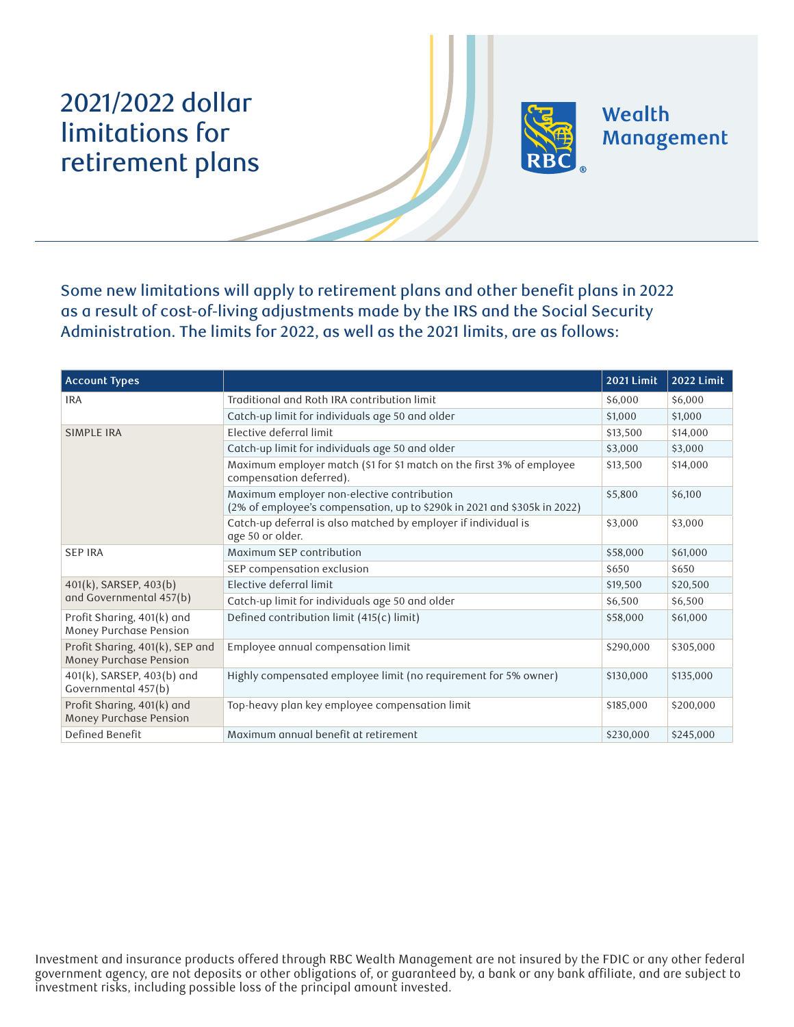# 2021/2022 dollar limitations for retirement plans

Wealth Management

Some new limitations will apply to retirement plans and other benefit plans in 2022 as a result of cost-of-living adjustments made by the IRS and the Social Security Administration. The limits for 2022, as well as the 2021 limits, are as follows:

| Account Types | | 2021 Limit | 2022 Limit |
|---|---|---|---|
| IRA | Traditional and Roth IRA contribution limit | $6,000 | $6,000 |
| | Catch-up limit for individuals age 50 and older | $1,000 | $1,000 |
| SIMPLE IRA | Elective deferral limit | $13,500 | $14,000 |
| | Catch-up limit for individuals age 50 and older | $3,000 | $3,000 |
| | Maximum employer match ($1 for $1 match on the first 3% of employee compensation deferred). | $13,500 | $14,000 |
| | Maximum employer non-elective contribution (2% of employee's compensation, up to $290k in 2021 and $305k in 2022) | $5,800 | $6,100 |
| | Catch-up deferral is also matched by employer if individual is age 50 or older. | $3,000 | $3,000 |
| SEP IRA | Maximum SEP contribution | $58,000 | $61,000 |
| | SEP compensation exclusion | $650 | $650 |
| 401(k), SARSEP, 403(b) and Governmental 457(b) | Elective deferral limit | $19,500 | $20,500 |
| | Catch-up limit for individuals age 50 and older | $6,500 | $6,500 |
| Profit Sharing, 401(k) and Money Purchase Pension | Defined contribution limit (415(c) limit) | $58,000 | $61,000 |
| Profit Sharing, 401(k), SEP and Money Purchase Pension | Employee annual compensation limit | $290,000 | $305,000 |
| 401(k), SARSEP, 403(b) and Governmental 457(b) | Highly compensated employee limit (no requirement for 5% owner) | $130,000 | $135,000 |
| Profit Sharing, 401(k) and Money Purchase Pension | Top-heavy plan key employee compensation limit | $185,000 | $200,000 |
| Defined Benefit | Maximum annual benefit at retirement | $230,000 | $245,000 |

Investment and insurance products offered through RBC Wealth Management are not insured by the FDIC or any other federal government agency, are not deposits or other obligations of, or guaranteed by, a bank or any bank affiliate, and are subject to investment risks, including possible loss of the principal amount invested.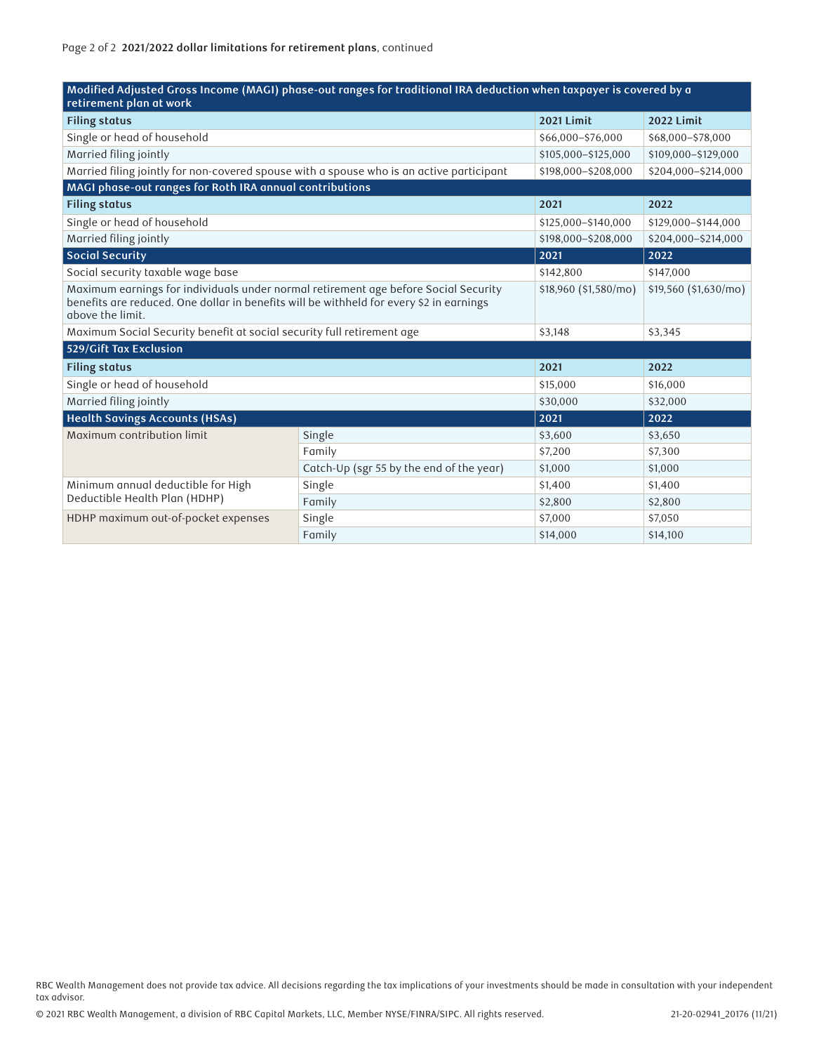| Modified Adjusted Gross Income (MAGI) phase-out ranges for traditional IRA deduction when taxpayer is covered by a retirement plan at work | | | |
|---|---|---|---|
| **Filing status** | | **2021 Limit** | **2022 Limit** |
| Single or head of household | | \$66,000–\$76,000 | \$68,000–\$78,000 |
| Married filing jointly | | \$105,000–\$125,000 | \$109,000–\$129,000 |
| Married filing jointly for non-covered spouse with a spouse who is an active participant | | \$198,000–\$208,000 | \$204,000–\$214,000 |
| **MAGI phase-out ranges for Roth IRA annual contributions** | | | |
| **Filing status** | | **2021** | **2022** |
| Single or head of household | | \$125,000–\$140,000 | \$129,000–\$144,000 |
| Married filing jointly | | \$198,000–\$208,000 | \$204,000–\$214,000 |
| **Social Security** | | **2021** | **2022** |
| Social security taxable wage base | | \$142,800 | \$147,000 |
| Maximum earnings for individuals under normal retirement age before Social Security benefits are reduced. One dollar in benefits will be withheld for every \$2 in earnings above the limit. | | \$18,960 (\$1,580/mo) | \$19,560 (\$1,630/mo) |
| Maximum Social Security benefit at social security full retirement age | | \$3,148 | \$3,345 |
| **529/Gift Tax Exclusion** | | | |
| **Filing status** | | **2021** | **2022** |
| Single or head of household | | \$15,000 | \$16,000 |
| Married filing jointly | | \$30,000 | \$32,000 |
| **Health Savings Accounts (HSAs)** | | **2021** | **2022** |
| Maximum contribution limit | Single | \$3,600 | \$3,650 |
| | Family | \$7,200 | \$7,300 |
| | Catch-Up (sgr 55 by the end of the year) | \$1,000 | \$1,000 |
| Minimum annual deductible for High Deductible Health Plan (HDHP) | Single | \$1,400 | \$1,400 |
| | Family | \$2,800 | \$2,800 |
| HDHP maximum out-of-pocket expenses | Single | \$7,000 | \$7,050 |
| | Family | \$14,000 | \$14,100 |

RBC Wealth Management does not provide tax advice. All decisions regarding the tax implications of your investments should be made in consultation with your independent tax advisor.

© 2021 RBC Wealth Management, a division of RBC Capital Markets, LLC, Member NYSE/FINRA/SIPC. All rights reserved.

21-20-02941_20176 (11/21)